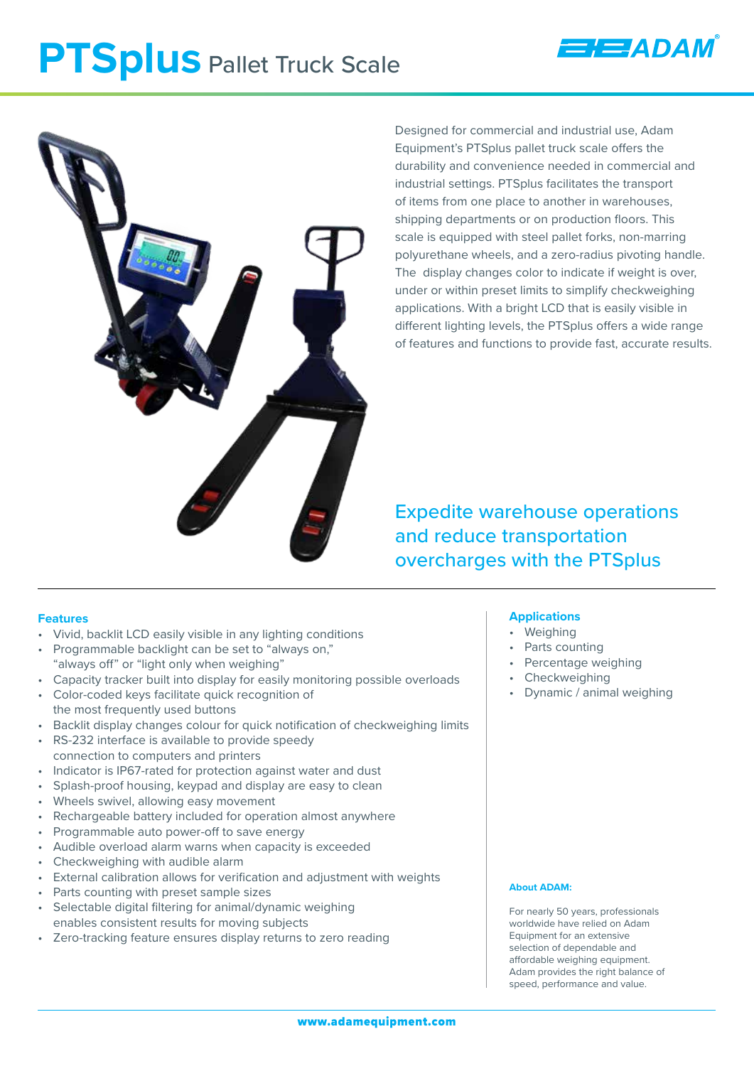# PTSplus Pallet Truck Scale

Designed for commercial and industrial use, Adam Equipment's PTSplus pallet truck scale offers the durability and convenience needed in commercial and industrial settings. PTSplus facilitates the transport of items from one place to another in warehouses, shipping departments or on production floors. This scale is equipped with steel pallet forks, non-marring polyurethane wheels, and a zero-radius pivoting handle. The display changes color to indicate if weight is over, under or within preset limits to simplify checkweighing applications. With a bright LCD that is easily visible in different lighting levels, the PTSplus offers a wide range of features and functions to provide fast, accurate results.

## Expedite warehouse operations and reduce transportation overcharges with the PTSplus

### Features

- Vivid, backlit LCD easily visible in any lighting conditions
- Programmable backlight can be set to "always on," "always off" or "light only when weighing"
- Capacity tracker built into display for easily monitoring possible overloads
- Color-coded keys facilitate quick recognition of the most frequently used buttons
- Backlit display changes colour for quick notification of checkweighing limits
- RS-232 interface is available to provide speedy connection to computers and printers
- Indicator is IP67-rated for protection against water and dust
- Splash-proof housing, keypad and display are easy to clean
- Wheels swivel, allowing easy movement
- Rechargeable battery included for operation almost anywhere
- Programmable auto power-off to save energy
- Audible overload alarm warns when capacity is exceeded
- Checkweighing with audible alarm
- External calibration allows for verification and adjustment with weights
- Parts counting with preset sample sizes
- Selectable digital filtering for animal/dynamic weighing enables consistent results for moving subjects
- Zero-tracking feature ensures display returns to zero reading

### Applications

- Weighing
- Parts counting
- Percentage weighing
- Checkweighing
- Dynamic / animal weighing

#### About ADAM:

For nearly 50 years, professionals worldwide have relied on Adam Equipment for an extensive selection of dependable and affordable weighing equipment. Adam provides the right balance of speed, performance and value.

www.adamequipment.com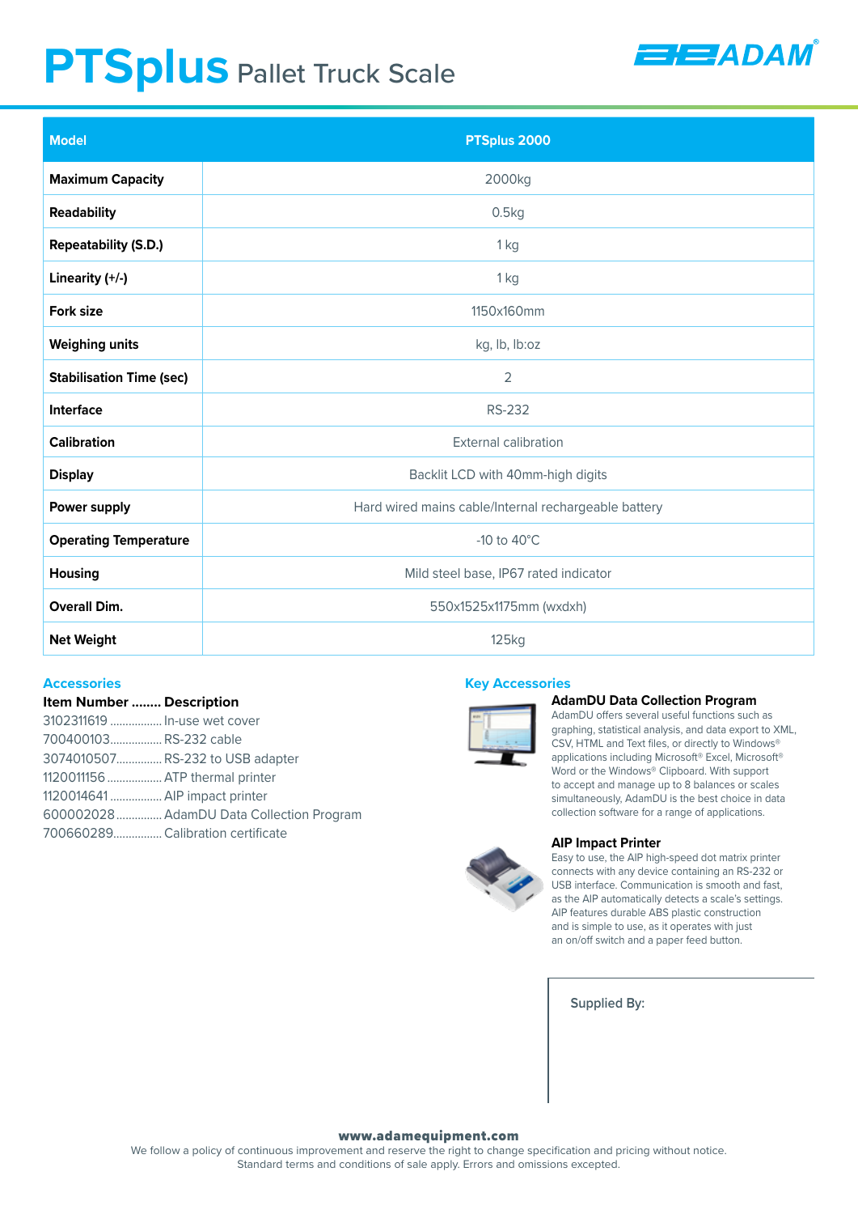# PTSplus Pallet Truck Scale

| Model | PTSplus 2000 |
|---|---|
| Maximum Capacity | 2000kg |
| Readability | 0.5kg |
| Repeatability (S.D.) | 1 kg |
| Linearity (+/-) | 1 kg |
| Fork size | 1150x160mm |
| Weighing units | kg, lb, lb:oz |
| Stabilisation Time (sec) | 2 |
| Interface | RS-232 |
| Calibration | External calibration |
| Display | Backlit LCD with 40mm-high digits |
| Power supply | Hard wired mains cable/Internal rechargeable battery |
| Operating Temperature | -10 to 40°C |
| Housing | Mild steel base, IP67 rated indicator |
| Overall Dim. | 550x1525x1175mm (wxdxh) |
| Net Weight | 125kg |

## Accessories

**Item Number ........ Description**

3102311619 ................. In-use wet cover
700400103................. RS-232 cable
3074010507............... RS-232 to USB adapter
1120011156 .................. ATP thermal printer
1120014641 ................. AIP impact printer
600002028.............. AdamDU Data Collection Program
700660289................ Calibration certificate

## Key Accessories

### AdamDU Data Collection Program

AdamDU offers several useful functions such as graphing, statistical analysis, and data export to XML, CSV, HTML and Text files, or directly to Windows® applications including Microsoft® Excel, Microsoft® Word or the Windows® Clipboard. With support to accept and manage up to 8 balances or scales simultaneously, AdamDU is the best choice in data collection software for a range of applications.

### AIP Impact Printer

Easy to use, the AIP high-speed dot matrix printer connects with any device containing an RS-232 or USB interface. Communication is smooth and fast, as the AIP automatically detects a scale's settings. AIP features durable ABS plastic construction and is simple to use, as it operates with just an on/off switch and a paper feed button.

Supplied By:

**www.adamequipment.com**

We follow a policy of continuous improvement and reserve the right to change specification and pricing without notice.
Standard terms and conditions of sale apply. Errors and omissions excepted.